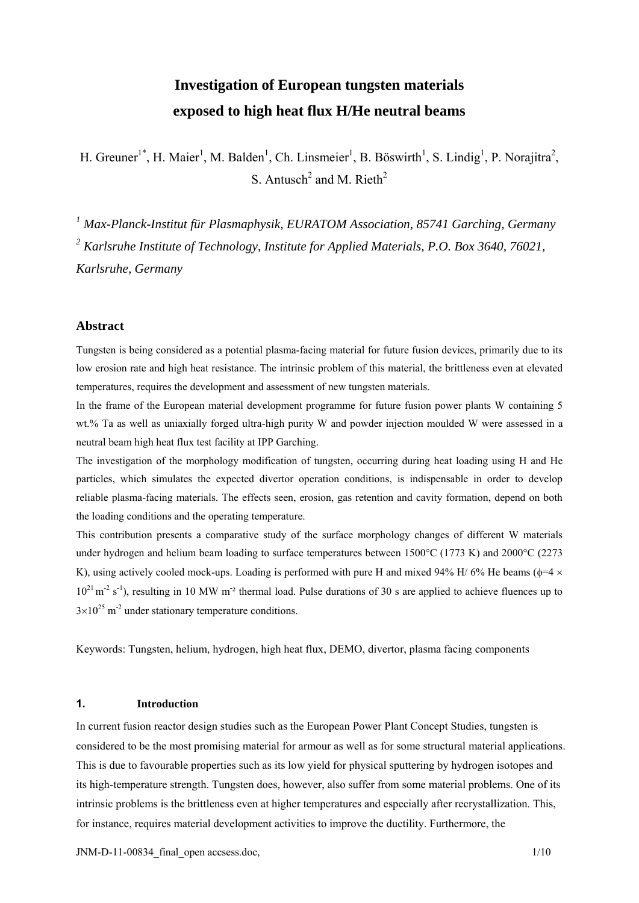# Investigation of European tungsten materials exposed to high heat flux H/He neutral beams

H. Greuner[1*], H. Maier[1], M. Balden[1], Ch. Linsmeier[1], B. Böswirth[1], S. Lindig[1], P. Norajitra[2], S. Antusch[2] and M. Rieth[2]

*[1] Max-Planck-Institut für Plasmaphysik, EURATOM Association, 85741 Garching, Germany*

*[2] Karlsruhe Institute of Technology, Institute for Applied Materials, P.O. Box 3640, 76021, Karlsruhe, Germany*

## Abstract

Tungsten is being considered as a potential plasma-facing material for future fusion devices, primarily due to its low erosion rate and high heat resistance. The intrinsic problem of this material, the brittleness even at elevated temperatures, requires the development and assessment of new tungsten materials.

In the frame of the European material development programme for future fusion power plants W containing 5 wt.% Ta as well as uniaxially forged ultra-high purity W and powder injection moulded W were assessed in a neutral beam high heat flux test facility at IPP Garching.

The investigation of the morphology modification of tungsten, occurring during heat loading using H and He particles, which simulates the expected divertor operation conditions, is indispensable in order to develop reliable plasma-facing materials. The effects seen, erosion, gas retention and cavity formation, depend on both the loading conditions and the operating temperature.

This contribution presents a comparative study of the surface morphology changes of different W materials under hydrogen and helium beam loading to surface temperatures between 1500°C (1773 K) and 2000°C (2273 K), using actively cooled mock-ups. Loading is performed with pure H and mixed 94% H/ 6% He beams ($\phi=4 \times 10^{21}\ m^{-2}\ s^{-1}$), resulting in 10 MW $m^{-2}$ thermal load. Pulse durations of 30 s are applied to achieve fluences up to $3 \times 10^{25}\ m^{-2}$ under stationary temperature conditions.

Keywords: Tungsten, helium, hydrogen, high heat flux, DEMO, divertor, plasma facing components

## 1. Introduction

In current fusion reactor design studies such as the European Power Plant Concept Studies, tungsten is considered to be the most promising material for armour as well as for some structural material applications. This is due to favourable properties such as its low yield for physical sputtering by hydrogen isotopes and its high-temperature strength. Tungsten does, however, also suffer from some material problems. One of its intrinsic problems is the brittleness even at higher temperatures and especially after recrystallization. This, for instance, requires material development activities to improve the ductility. Furthermore, the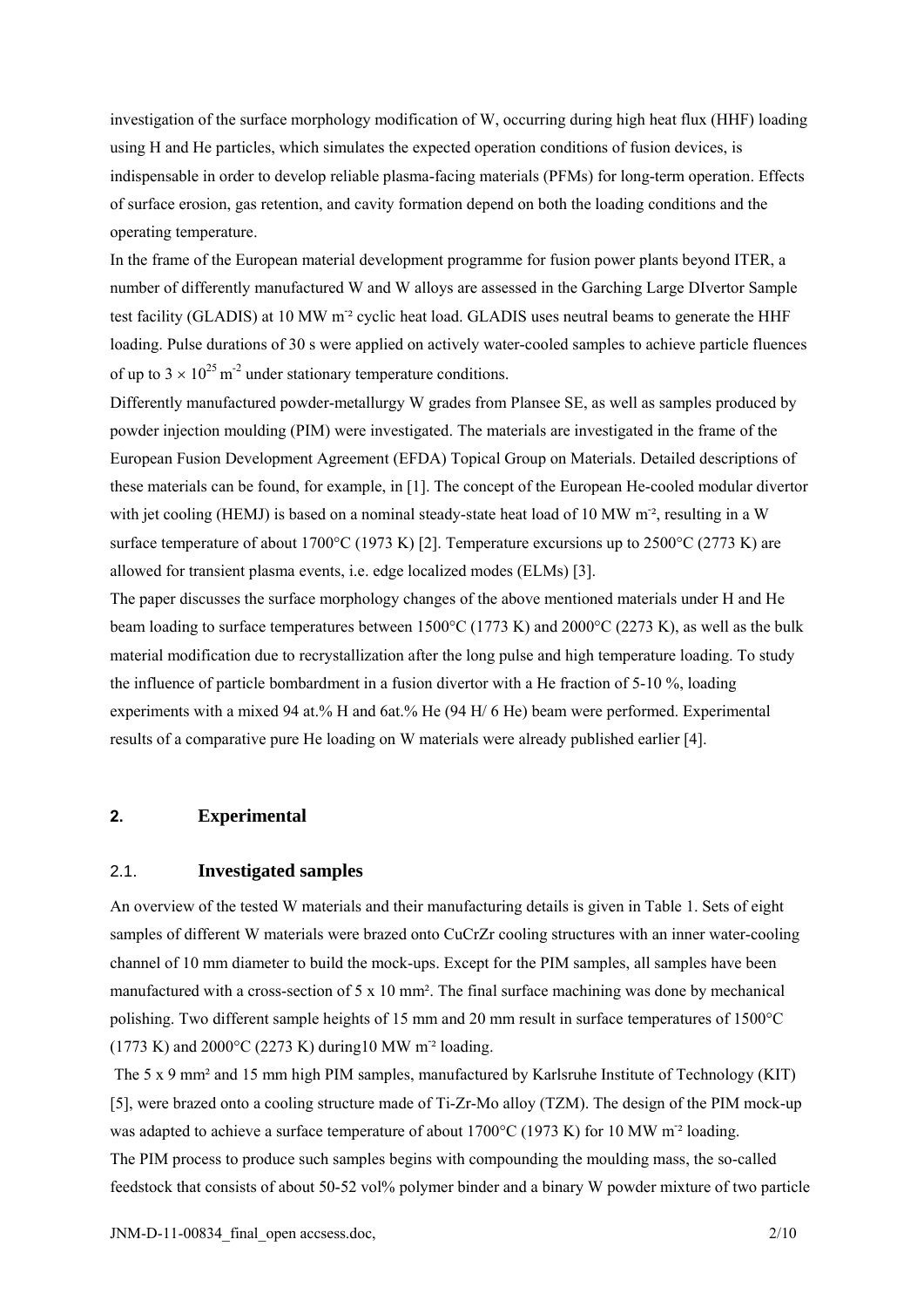investigation of the surface morphology modification of W, occurring during high heat flux (HHF) loading using H and He particles, which simulates the expected operation conditions of fusion devices, is indispensable in order to develop reliable plasma-facing materials (PFMs) for long-term operation. Effects of surface erosion, gas retention, and cavity formation depend on both the loading conditions and the operating temperature.

In the frame of the European material development programme for fusion power plants beyond ITER, a number of differently manufactured W and W alloys are assessed in the Garching Large DIvertor Sample test facility (GLADIS) at 10 MW $m^{-2}$ cyclic heat load. GLADIS uses neutral beams to generate the HHF loading. Pulse durations of 30 s were applied on actively water-cooled samples to achieve particle fluences of up to $3 \times 10^{25}$ $m^{-2}$ under stationary temperature conditions.

Differently manufactured powder-metallurgy W grades from Plansee SE, as well as samples produced by powder injection moulding (PIM) were investigated. The materials are investigated in the frame of the European Fusion Development Agreement (EFDA) Topical Group on Materials. Detailed descriptions of these materials can be found, for example, in [1]. The concept of the European He-cooled modular divertor with jet cooling (HEMJ) is based on a nominal steady-state heat load of 10 MW $m^{-2}$, resulting in a W surface temperature of about 1700°C (1973 K) [2]. Temperature excursions up to 2500°C (2773 K) are allowed for transient plasma events, i.e. edge localized modes (ELMs) [3].

The paper discusses the surface morphology changes of the above mentioned materials under H and He beam loading to surface temperatures between 1500°C (1773 K) and 2000°C (2273 K), as well as the bulk material modification due to recrystallization after the long pulse and high temperature loading. To study the influence of particle bombardment in a fusion divertor with a He fraction of 5-10 %, loading experiments with a mixed 94 at.% H and 6at.% He (94 H/ 6 He) beam were performed. Experimental results of a comparative pure He loading on W materials were already published earlier [4].

## 2. Experimental

### 2.1. Investigated samples

An overview of the tested W materials and their manufacturing details is given in Table 1. Sets of eight samples of different W materials were brazed onto CuCrZr cooling structures with an inner water-cooling channel of 10 mm diameter to build the mock-ups. Except for the PIM samples, all samples have been manufactured with a cross-section of 5 x 10 mm². The final surface machining was done by mechanical polishing. Two different sample heights of 15 mm and 20 mm result in surface temperatures of 1500°C (1773 K) and 2000°C (2273 K) during10 MW $m^{-2}$ loading.

The 5 x 9 mm² and 15 mm high PIM samples, manufactured by Karlsruhe Institute of Technology (KIT) [5], were brazed onto a cooling structure made of Ti-Zr-Mo alloy (TZM). The design of the PIM mock-up was adapted to achieve a surface temperature of about 1700°C (1973 K) for 10 MW $m^{-2}$ loading.

The PIM process to produce such samples begins with compounding the moulding mass, the so-called feedstock that consists of about 50-52 vol% polymer binder and a binary W powder mixture of two particle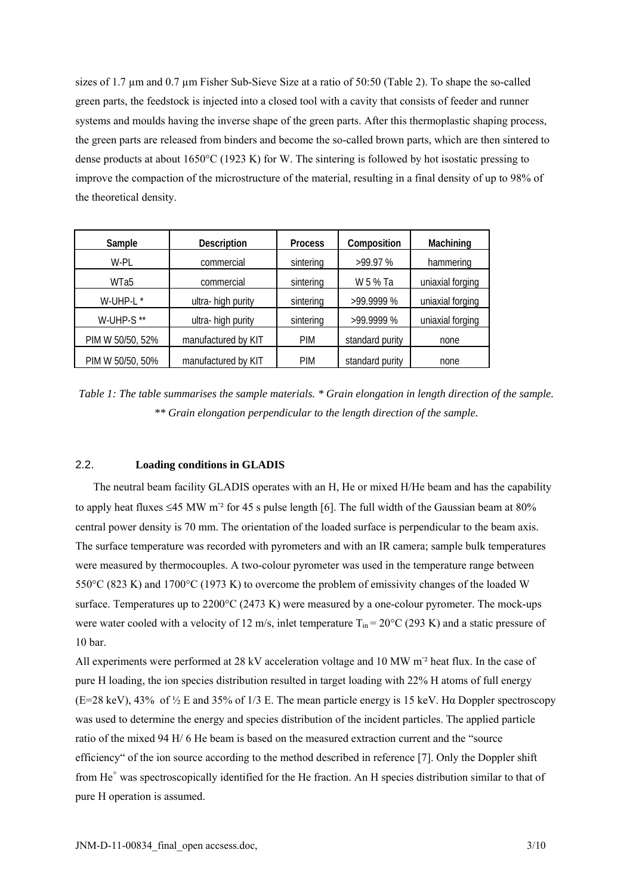sizes of 1.7 µm and 0.7 µm Fisher Sub-Sieve Size at a ratio of 50:50 (Table 2). To shape the so-called green parts, the feedstock is injected into a closed tool with a cavity that consists of feeder and runner systems and moulds having the inverse shape of the green parts. After this thermoplastic shaping process, the green parts are released from binders and become the so-called brown parts, which are then sintered to dense products at about 1650°C (1923 K) for W. The sintering is followed by hot isostatic pressing to improve the compaction of the microstructure of the material, resulting in a final density of up to 98% of the theoretical density.

| Sample | Description | Process | Composition | Machining |
|---|---|---|---|---|
| W-PL | commercial | sintering | >99.97 % | hammering |
| WTa5 | commercial | sintering | W 5 % Ta | uniaxial forging |
| W-UHP-L * | ultra- high purity | sintering | >99.9999 % | uniaxial forging |
| W-UHP-S ** | ultra- high purity | sintering | >99.9999 % | uniaxial forging |
| PIM W 50/50, 52% | manufactured by KIT | PIM | standard purity | none |
| PIM W 50/50, 50% | manufactured by KIT | PIM | standard purity | none |

*Table 1: The table summarises the sample materials. * Grain elongation in length direction of the sample. ** Grain elongation perpendicular to the length direction of the sample.*

## 2.2. Loading conditions in GLADIS

The neutral beam facility GLADIS operates with an H, He or mixed H/He beam and has the capability to apply heat fluxes ≤45 MW m$^{-2}$ for 45 s pulse length [6]. The full width of the Gaussian beam at 80% central power density is 70 mm. The orientation of the loaded surface is perpendicular to the beam axis. The surface temperature was recorded with pyrometers and with an IR camera; sample bulk temperatures were measured by thermocouples. A two-colour pyrometer was used in the temperature range between 550°C (823 K) and 1700°C (1973 K) to overcome the problem of emissivity changes of the loaded W surface. Temperatures up to 2200°C (2473 K) were measured by a one-colour pyrometer. The mock-ups were water cooled with a velocity of 12 m/s, inlet temperature $T_{in}$ = 20°C (293 K) and a static pressure of 10 bar.

All experiments were performed at 28 kV acceleration voltage and 10 MW m$^{-2}$ heat flux. In the case of pure H loading, the ion species distribution resulted in target loading with 22% H atoms of full energy (E=28 keV), 43% of ½ E and 35% of 1/3 E. The mean particle energy is 15 keV. Hα Doppler spectroscopy was used to determine the energy and species distribution of the incident particles. The applied particle ratio of the mixed 94 H/ 6 He beam is based on the measured extraction current and the "source efficiency" of the ion source according to the method described in reference [7]. Only the Doppler shift from $He^+$ was spectroscopically identified for the He fraction. An H species distribution similar to that of pure H operation is assumed.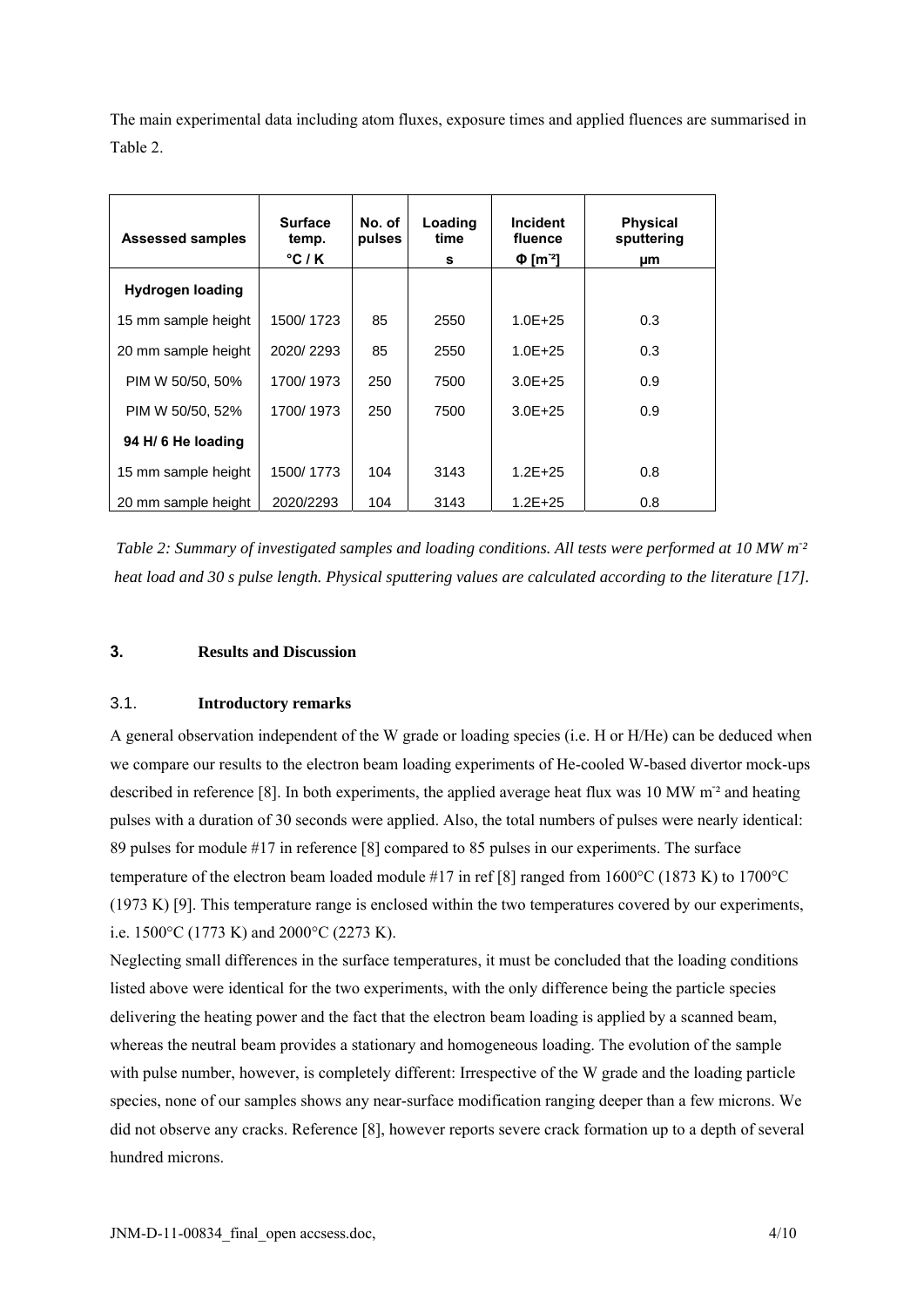The main experimental data including atom fluxes, exposure times and applied fluences are summarised in Table 2.

| Assessed samples | Surface temp. °C / K | No. of pulses | Loading time s | Incident fluence Φ [m⁻²] | Physical sputtering µm |
|---|---|---|---|---|---|
| **Hydrogen loading** | | | | | |
| 15 mm sample height | 1500/ 1723 | 85 | 2550 | 1.0E+25 | 0.3 |
| 20 mm sample height | 2020/ 2293 | 85 | 2550 | 1.0E+25 | 0.3 |
| PIM W 50/50, 50% | 1700/ 1973 | 250 | 7500 | 3.0E+25 | 0.9 |
| PIM W 50/50, 52% | 1700/ 1973 | 250 | 7500 | 3.0E+25 | 0.9 |
| **94 H/ 6 He loading** | | | | | |
| 15 mm sample height | 1500/ 1773 | 104 | 3143 | 1.2E+25 | 0.8 |
| 20 mm sample height | 2020/2293 | 104 | 3143 | 1.2E+25 | 0.8 |

*Table 2: Summary of investigated samples and loading conditions. All tests were performed at 10 MW m⁻² heat load and 30 s pulse length. Physical sputtering values are calculated according to the literature [17].*

## 3. Results and Discussion

### 3.1. Introductory remarks

A general observation independent of the W grade or loading species (i.e. H or H/He) can be deduced when we compare our results to the electron beam loading experiments of He-cooled W-based divertor mock-ups described in reference [8]. In both experiments, the applied average heat flux was 10 MW m⁻² and heating pulses with a duration of 30 seconds were applied. Also, the total numbers of pulses were nearly identical: 89 pulses for module #17 in reference [8] compared to 85 pulses in our experiments. The surface temperature of the electron beam loaded module #17 in ref [8] ranged from 1600°C (1873 K) to 1700°C (1973 K) [9]. This temperature range is enclosed within the two temperatures covered by our experiments, i.e. 1500°C (1773 K) and 2000°C (2273 K).

Neglecting small differences in the surface temperatures, it must be concluded that the loading conditions listed above were identical for the two experiments, with the only difference being the particle species delivering the heating power and the fact that the electron beam loading is applied by a scanned beam, whereas the neutral beam provides a stationary and homogeneous loading. The evolution of the sample with pulse number, however, is completely different: Irrespective of the W grade and the loading particle species, none of our samples shows any near-surface modification ranging deeper than a few microns. We did not observe any cracks. Reference [8], however reports severe crack formation up to a depth of several hundred microns.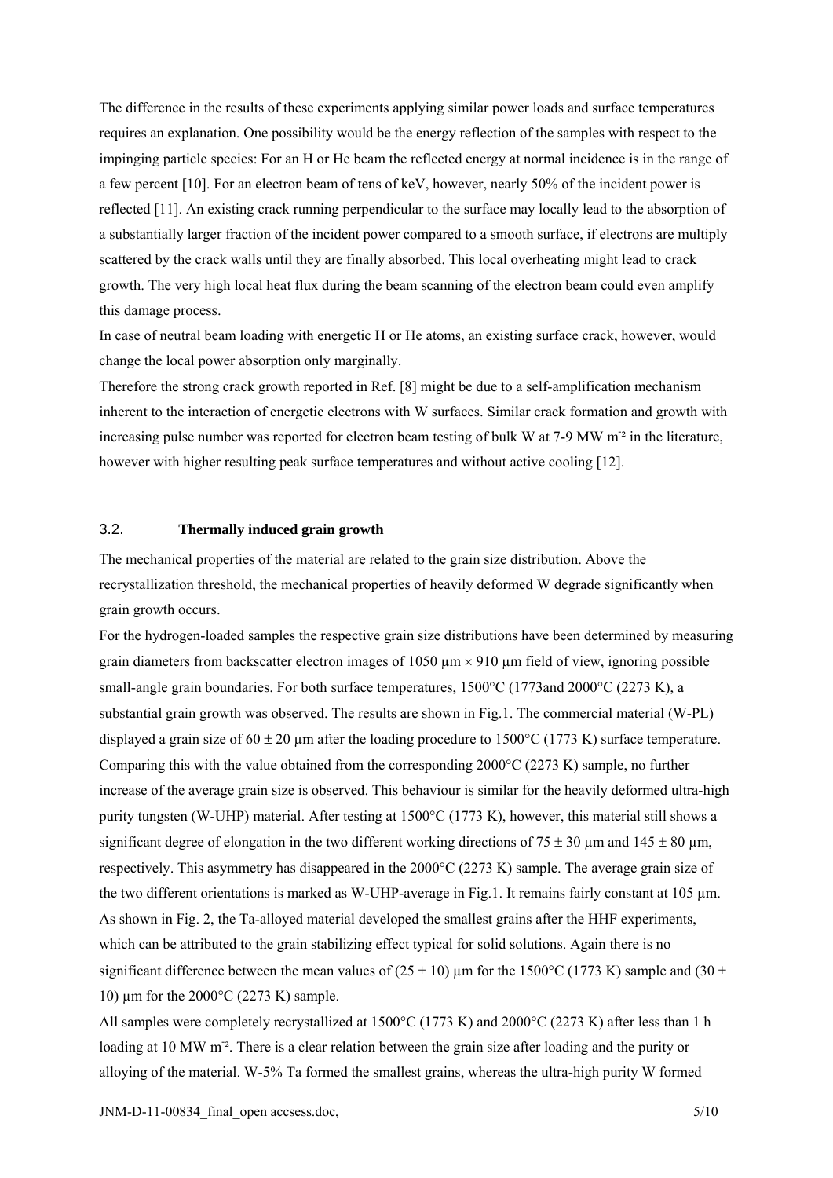The difference in the results of these experiments applying similar power loads and surface temperatures requires an explanation. One possibility would be the energy reflection of the samples with respect to the impinging particle species: For an H or He beam the reflected energy at normal incidence is in the range of a few percent [10]. For an electron beam of tens of keV, however, nearly 50% of the incident power is reflected [11]. An existing crack running perpendicular to the surface may locally lead to the absorption of a substantially larger fraction of the incident power compared to a smooth surface, if electrons are multiply scattered by the crack walls until they are finally absorbed. This local overheating might lead to crack growth. The very high local heat flux during the beam scanning of the electron beam could even amplify this damage process.

In case of neutral beam loading with energetic H or He atoms, an existing surface crack, however, would change the local power absorption only marginally.

Therefore the strong crack growth reported in Ref. [8] might be due to a self-amplification mechanism inherent to the interaction of energetic electrons with W surfaces. Similar crack formation and growth with increasing pulse number was reported for electron beam testing of bulk W at 7-9 MW m$^{-2}$ in the literature, however with higher resulting peak surface temperatures and without active cooling [12].

### 3.2. **Thermally induced grain growth**

The mechanical properties of the material are related to the grain size distribution. Above the recrystallization threshold, the mechanical properties of heavily deformed W degrade significantly when grain growth occurs.

For the hydrogen-loaded samples the respective grain size distributions have been determined by measuring grain diameters from backscatter electron images of 1050 µm × 910 µm field of view, ignoring possible small-angle grain boundaries. For both surface temperatures, 1500°C (1773and 2000°C (2273 K), a substantial grain growth was observed. The results are shown in Fig.1. The commercial material (W-PL) displayed a grain size of 60 ± 20 µm after the loading procedure to 1500°C (1773 K) surface temperature. Comparing this with the value obtained from the corresponding 2000°C (2273 K) sample, no further increase of the average grain size is observed. This behaviour is similar for the heavily deformed ultra-high purity tungsten (W-UHP) material. After testing at 1500°C (1773 K), however, this material still shows a significant degree of elongation in the two different working directions of 75 ± 30 µm and 145 ± 80 µm, respectively. This asymmetry has disappeared in the 2000°C (2273 K) sample. The average grain size of the two different orientations is marked as W-UHP-average in Fig.1. It remains fairly constant at 105 µm. As shown in Fig. 2, the Ta-alloyed material developed the smallest grains after the HHF experiments, which can be attributed to the grain stabilizing effect typical for solid solutions. Again there is no significant difference between the mean values of (25 ± 10) µm for the 1500°C (1773 K) sample and (30 ± 10) µm for the 2000°C (2273 K) sample.

All samples were completely recrystallized at 1500°C (1773 K) and 2000°C (2273 K) after less than 1 h loading at 10 MW m$^{-2}$. There is a clear relation between the grain size after loading and the purity or alloying of the material. W-5% Ta formed the smallest grains, whereas the ultra-high purity W formed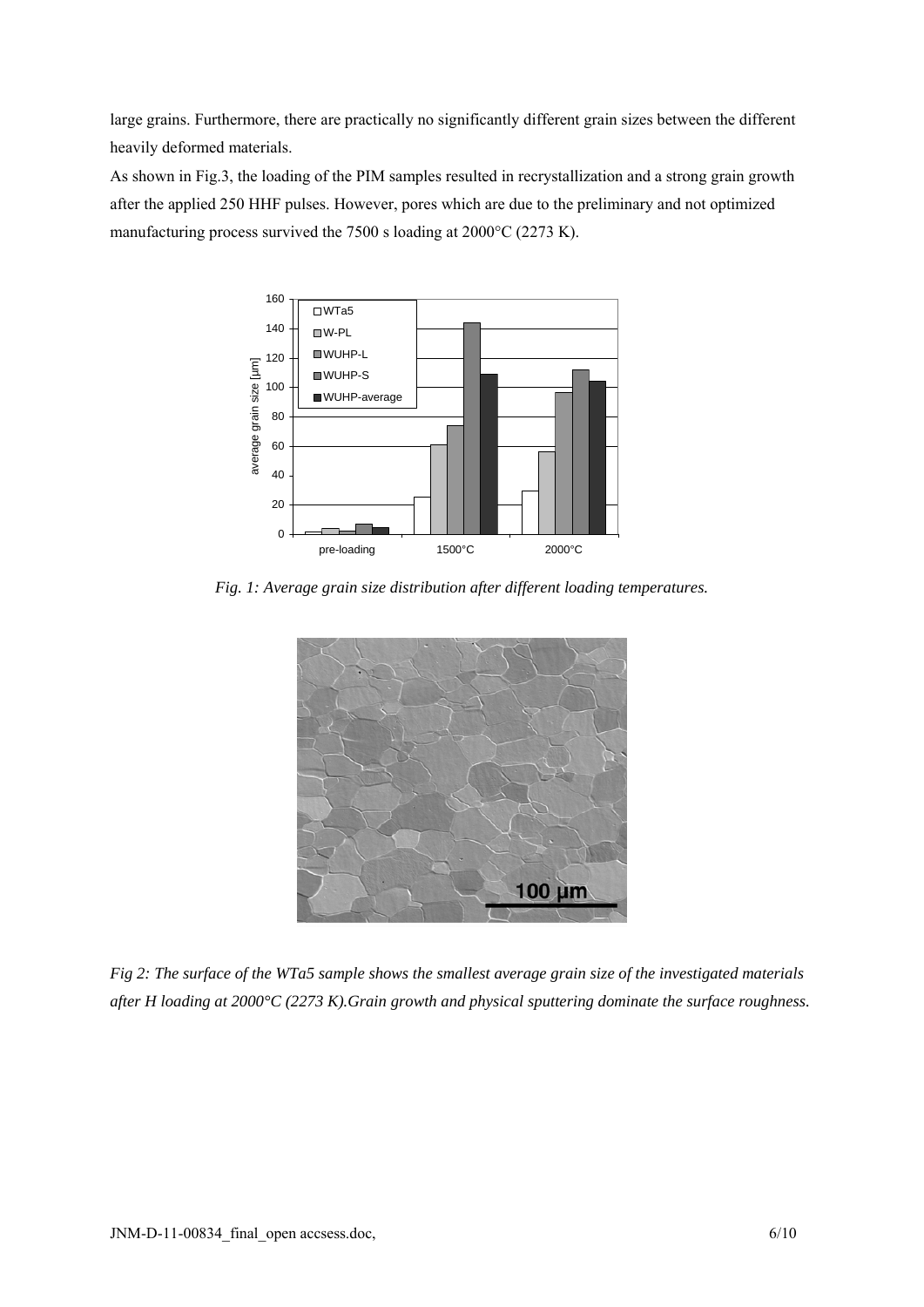large grains. Furthermore, there are practically no significantly different grain sizes between the different heavily deformed materials.

As shown in Fig.3, the loading of the PIM samples resulted in recrystallization and a strong grain growth after the applied 250 HHF pulses. However, pores which are due to the preliminary and not optimized manufacturing process survived the 7500 s loading at 2000°C (2273 K).

average grain size [µm]

0
20
40
60
80
100
120
140
160

pre-loading
1500°C
2000°C

WTa5
W-PL
WUHP-L
WUHP-S
WUHP-average

*Fig. 1: Average grain size distribution after different loading temperatures.*

100 µm

*Fig 2: The surface of the WTa5 sample shows the smallest average grain size of the investigated materials after H loading at 2000°C (2273 K).Grain growth and physical sputtering dominate the surface roughness.*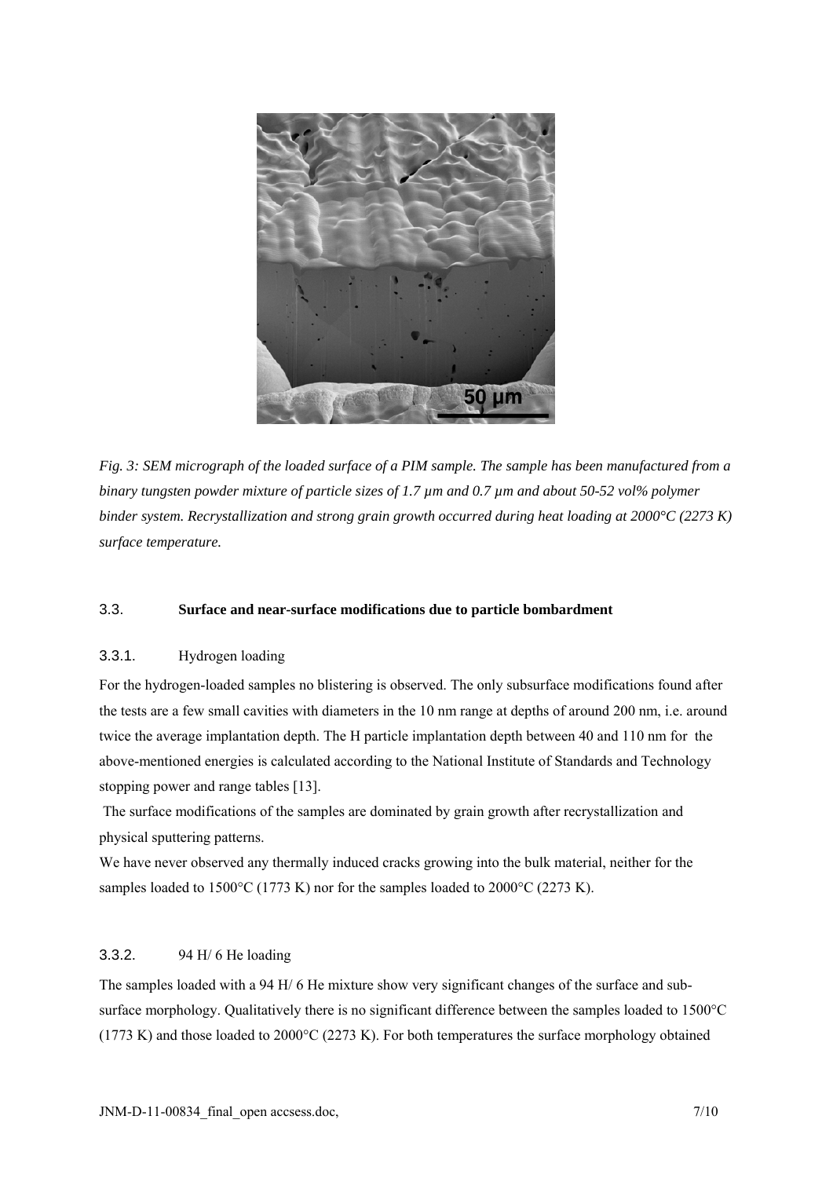50 µm

*Fig. 3: SEM micrograph of the loaded surface of a PIM sample. The sample has been manufactured from a binary tungsten powder mixture of particle sizes of 1.7 µm and 0.7 µm and about 50-52 vol% polymer binder system. Recrystallization and strong grain growth occurred during heat loading at 2000°C (2273 K) surface temperature.*

### 3.3. Surface and near-surface modifications due to particle bombardment

#### 3.3.1. Hydrogen loading

For the hydrogen-loaded samples no blistering is observed. The only subsurface modifications found after the tests are a few small cavities with diameters in the 10 nm range at depths of around 200 nm, i.e. around twice the average implantation depth. The H particle implantation depth between 40 and 110 nm for the above-mentioned energies is calculated according to the National Institute of Standards and Technology stopping power and range tables [13].

The surface modifications of the samples are dominated by grain growth after recrystallization and physical sputtering patterns.

We have never observed any thermally induced cracks growing into the bulk material, neither for the samples loaded to 1500°C (1773 K) nor for the samples loaded to 2000°C (2273 K).

#### 3.3.2. 94 H/ 6 He loading

The samples loaded with a 94 H/ 6 He mixture show very significant changes of the surface and sub-surface morphology. Qualitatively there is no significant difference between the samples loaded to 1500°C (1773 K) and those loaded to 2000°C (2273 K). For both temperatures the surface morphology obtained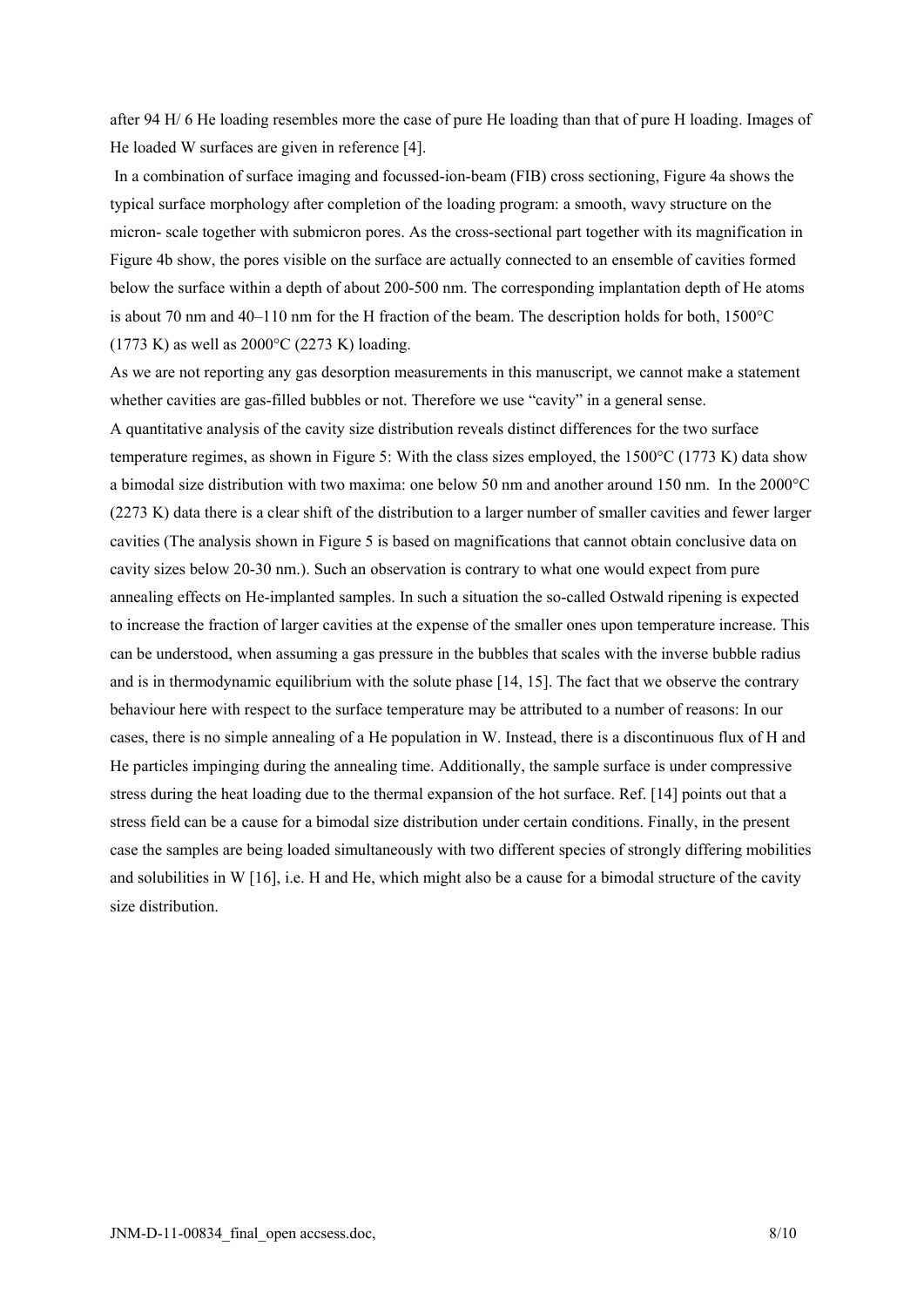after 94 H/ 6 He loading resembles more the case of pure He loading than that of pure H loading. Images of He loaded W surfaces are given in reference [4].

In a combination of surface imaging and focussed-ion-beam (FIB) cross sectioning, Figure 4a shows the typical surface morphology after completion of the loading program: a smooth, wavy structure on the micron- scale together with submicron pores. As the cross-sectional part together with its magnification in Figure 4b show, the pores visible on the surface are actually connected to an ensemble of cavities formed below the surface within a depth of about 200-500 nm. The corresponding implantation depth of He atoms is about 70 nm and 40–110 nm for the H fraction of the beam. The description holds for both, 1500°C (1773 K) as well as 2000°C (2273 K) loading.

As we are not reporting any gas desorption measurements in this manuscript, we cannot make a statement whether cavities are gas-filled bubbles or not. Therefore we use "cavity" in a general sense.

A quantitative analysis of the cavity size distribution reveals distinct differences for the two surface temperature regimes, as shown in Figure 5: With the class sizes employed, the 1500°C (1773 K) data show a bimodal size distribution with two maxima: one below 50 nm and another around 150 nm. In the 2000°C (2273 K) data there is a clear shift of the distribution to a larger number of smaller cavities and fewer larger cavities (The analysis shown in Figure 5 is based on magnifications that cannot obtain conclusive data on cavity sizes below 20-30 nm.). Such an observation is contrary to what one would expect from pure annealing effects on He-implanted samples. In such a situation the so-called Ostwald ripening is expected to increase the fraction of larger cavities at the expense of the smaller ones upon temperature increase. This can be understood, when assuming a gas pressure in the bubbles that scales with the inverse bubble radius and is in thermodynamic equilibrium with the solute phase [14, 15]. The fact that we observe the contrary behaviour here with respect to the surface temperature may be attributed to a number of reasons: In our cases, there is no simple annealing of a He population in W. Instead, there is a discontinuous flux of H and He particles impinging during the annealing time. Additionally, the sample surface is under compressive stress during the heat loading due to the thermal expansion of the hot surface. Ref. [14] points out that a stress field can be a cause for a bimodal size distribution under certain conditions. Finally, in the present case the samples are being loaded simultaneously with two different species of strongly differing mobilities and solubilities in W [16], i.e. H and He, which might also be a cause for a bimodal structure of the cavity size distribution.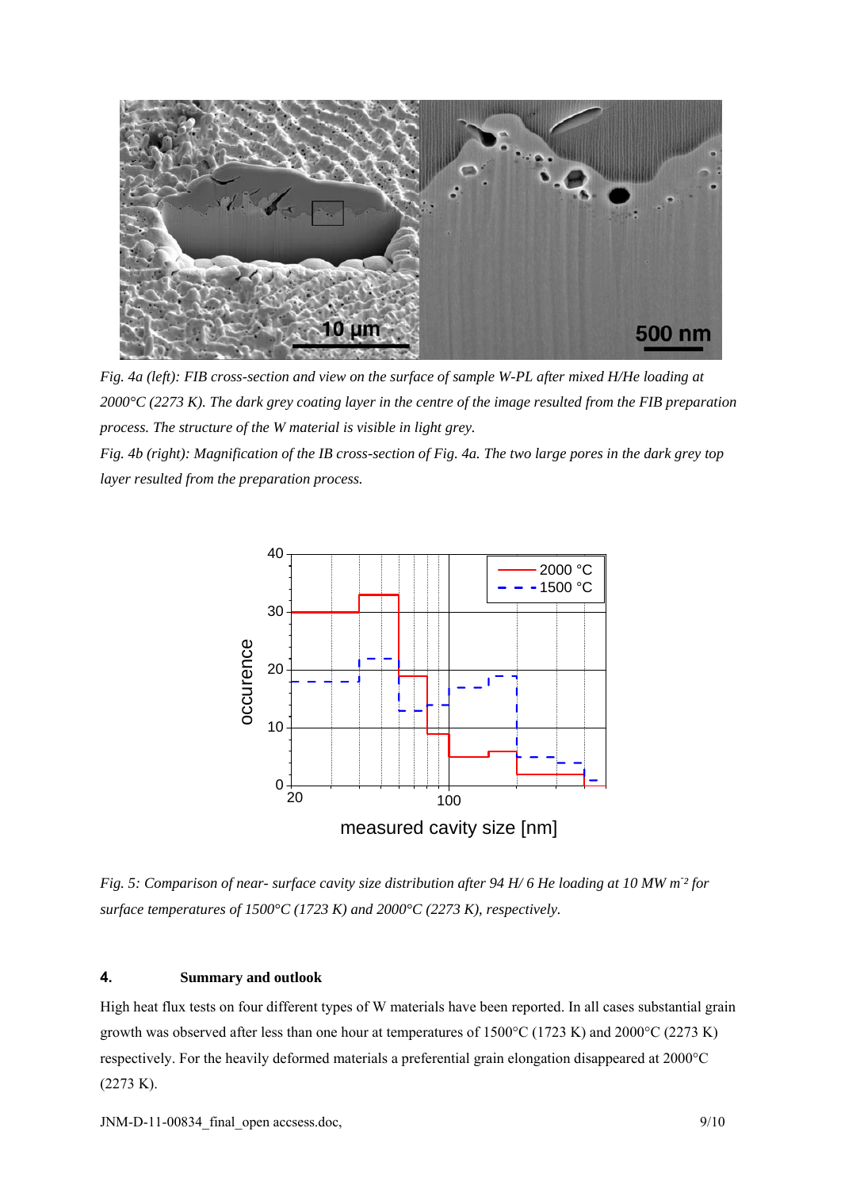10 µm

500 nm

*Fig. 4a (left): FIB cross-section and view on the surface of sample W-PL after mixed H/He loading at 2000°C (2273 K). The dark grey coating layer in the centre of the image resulted from the FIB preparation process. The structure of the W material is visible in light grey.*

*Fig. 4b (right): Magnification of the IB cross-section of Fig. 4a. The two large pores in the dark grey top layer resulted from the preparation process.*

40
30
20
10
0
occurence
20
100
measured cavity size [nm]
2000 °C
1500 °C

*Fig. 5: Comparison of near- surface cavity size distribution after 94 H/ 6 He loading at 10 MW m$^{-2}$ for surface temperatures of 1500°C (1723 K) and 2000°C (2273 K), respectively.*

## 4. Summary and outlook

High heat flux tests on four different types of W materials have been reported. In all cases substantial grain growth was observed after less than one hour at temperatures of 1500°C (1723 K) and 2000°C (2273 K) respectively. For the heavily deformed materials a preferential grain elongation disappeared at 2000°C (2273 K).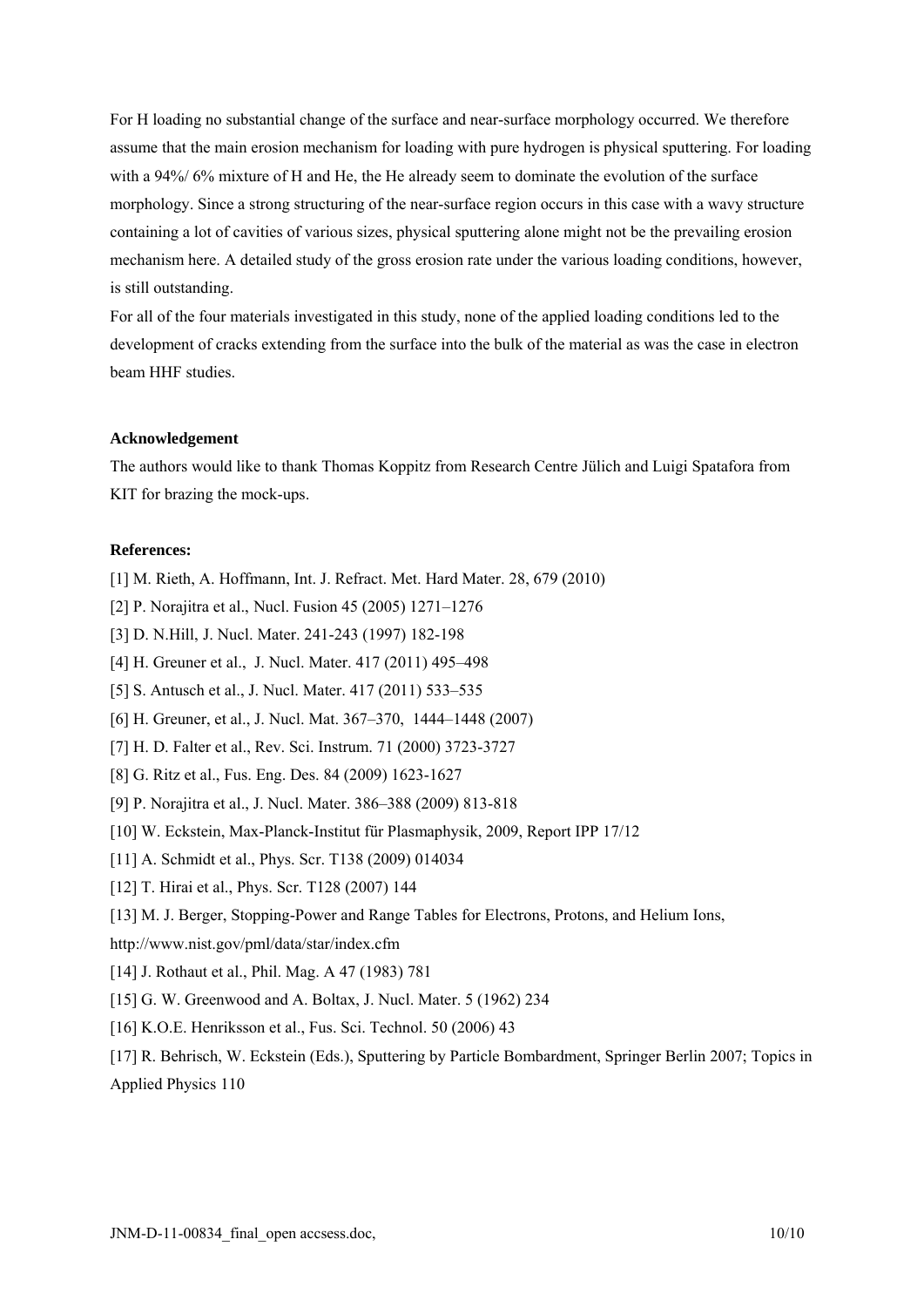For H loading no substantial change of the surface and near-surface morphology occurred. We therefore assume that the main erosion mechanism for loading with pure hydrogen is physical sputtering. For loading with a 94%/ 6% mixture of H and He, the He already seem to dominate the evolution of the surface morphology. Since a strong structuring of the near-surface region occurs in this case with a wavy structure containing a lot of cavities of various sizes, physical sputtering alone might not be the prevailing erosion mechanism here. A detailed study of the gross erosion rate under the various loading conditions, however, is still outstanding.

For all of the four materials investigated in this study, none of the applied loading conditions led to the development of cracks extending from the surface into the bulk of the material as was the case in electron beam HHF studies.

**Acknowledgement**

The authors would like to thank Thomas Koppitz from Research Centre Jülich and Luigi Spatafora from KIT for brazing the mock-ups.

**References:**

[1] M. Rieth, A. Hoffmann, Int. J. Refract. Met. Hard Mater. 28, 679 (2010)

[2] P. Norajitra et al., Nucl. Fusion 45 (2005) 1271–1276

[3] D. N.Hill, J. Nucl. Mater. 241-243 (1997) 182-198

[4] H. Greuner et al., J. Nucl. Mater. 417 (2011) 495–498

[5] S. Antusch et al., J. Nucl. Mater. 417 (2011) 533–535

[6] H. Greuner, et al., J. Nucl. Mat. 367–370, 1444–1448 (2007)

[7] H. D. Falter et al., Rev. Sci. Instrum. 71 (2000) 3723-3727

[8] G. Ritz et al., Fus. Eng. Des. 84 (2009) 1623-1627

[9] P. Norajitra et al., J. Nucl. Mater. 386–388 (2009) 813-818

[10] W. Eckstein, Max-Planck-Institut für Plasmaphysik, 2009, Report IPP 17/12

[11] A. Schmidt et al., Phys. Scr. T138 (2009) 014034

[12] T. Hirai et al., Phys. Scr. T128 (2007) 144

[13] M. J. Berger, Stopping-Power and Range Tables for Electrons, Protons, and Helium Ions, http://www.nist.gov/pml/data/star/index.cfm

[14] J. Rothaut et al., Phil. Mag. A 47 (1983) 781

[15] G. W. Greenwood and A. Boltax, J. Nucl. Mater. 5 (1962) 234

[16] K.O.E. Henriksson et al., Fus. Sci. Technol. 50 (2006) 43

[17] R. Behrisch, W. Eckstein (Eds.), Sputtering by Particle Bombardment, Springer Berlin 2007; Topics in Applied Physics 110